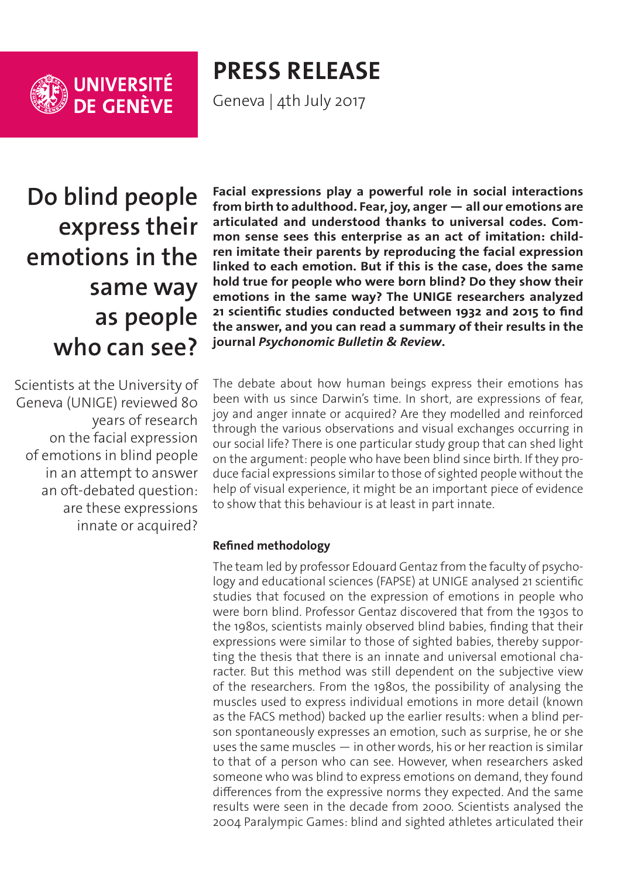UNIVERSITÉ DE GENÈVE

# PRESS RELEASE

Geneva | 4th July 2017

## Do blind people express their emotions in the same way as people who can see?

Scientists at the University of Geneva (UNIGE) reviewed 80 years of research on the facial expression of emotions in blind people in an attempt to answer an oft-debated question: are these expressions innate or acquired?

**Facial expressions play a powerful role in social interactions from birth to adulthood. Fear, joy, anger — all our emotions are articulated and understood thanks to universal codes. Common sense sees this enterprise as an act of imitation: children imitate their parents by reproducing the facial expression linked to each emotion. But if this is the case, does the same hold true for people who were born blind? Do they show their emotions in the same way? The UNIGE researchers analyzed 21 scientific studies conducted between 1932 and 2015 to find the answer, and you can read a summary of their results in the journal *Psychonomic Bulletin & Review*.**

The debate about how human beings express their emotions has been with us since Darwin's time. In short, are expressions of fear, joy and anger innate or acquired? Are they modelled and reinforced through the various observations and visual exchanges occurring in our social life? There is one particular study group that can shed light on the argument: people who have been blind since birth. If they produce facial expressions similar to those of sighted people without the help of visual experience, it might be an important piece of evidence to show that this behaviour is at least in part innate.

### Refined methodology

The team led by professor Edouard Gentaz from the faculty of psychology and educational sciences (FAPSE) at UNIGE analysed 21 scientific studies that focused on the expression of emotions in people who were born blind. Professor Gentaz discovered that from the 1930s to the 1980s, scientists mainly observed blind babies, finding that their expressions were similar to those of sighted babies, thereby supporting the thesis that there is an innate and universal emotional character. But this method was still dependent on the subjective view of the researchers. From the 1980s, the possibility of analysing the muscles used to express individual emotions in more detail (known as the FACS method) backed up the earlier results: when a blind person spontaneously expresses an emotion, such as surprise, he or she uses the same muscles — in other words, his or her reaction is similar to that of a person who can see. However, when researchers asked someone who was blind to express emotions on demand, they found differences from the expressive norms they expected. And the same results were seen in the decade from 2000. Scientists analysed the 2004 Paralympic Games: blind and sighted athletes articulated their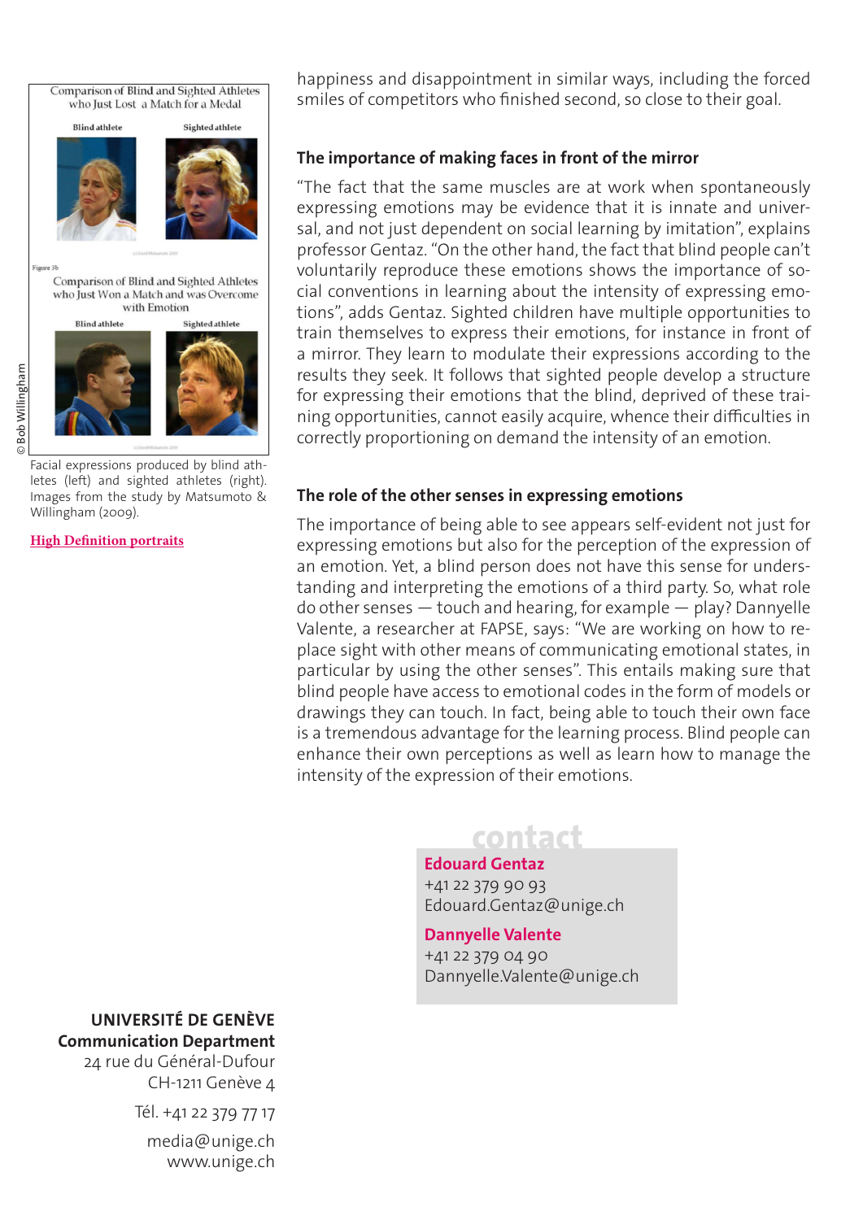Comparison of Blind and Sighted Athletes who Just Lost a Match for a Medal

Blind athlete

Sighted athlete

Figure 3b

Comparison of Blind and Sighted Athletes who Just Won a Match and was Overcome with Emotion

Blind athlete

Sighted athlete

© Bob Willingham

Facial expressions produced by blind athletes (left) and sighted athletes (right). Images from the study by Matsumoto & Willingham (2009).

**High Definition portraits**

happiness and disappointment in similar ways, including the forced smiles of competitors who finished second, so close to their goal.

## The importance of making faces in front of the mirror

"The fact that the same muscles are at work when spontaneously expressing emotions may be evidence that it is innate and universal, and not just dependent on social learning by imitation", explains professor Gentaz. "On the other hand, the fact that blind people can't voluntarily reproduce these emotions shows the importance of social conventions in learning about the intensity of expressing emotions", adds Gentaz. Sighted children have multiple opportunities to train themselves to express their emotions, for instance in front of a mirror. They learn to modulate their expressions according to the results they seek. It follows that sighted people develop a structure for expressing their emotions that the blind, deprived of these training opportunities, cannot easily acquire, whence their difficulties in correctly proportioning on demand the intensity of an emotion.

## The role of the other senses in expressing emotions

The importance of being able to see appears self-evident not just for expressing emotions but also for the perception of the expression of an emotion. Yet, a blind person does not have this sense for understanding and interpreting the emotions of a third party. So, what role do other senses — touch and hearing, for example — play? Dannyelle Valente, a researcher at FAPSE, says: "We are working on how to replace sight with other means of communicating emotional states, in particular by using the other senses". This entails making sure that blind people have access to emotional codes in the form of models or drawings they can touch. In fact, being able to touch their own face is a tremendous advantage for the learning process. Blind people can enhance their own perceptions as well as learn how to manage the intensity of the expression of their emotions.

## contact

**Edouard Gentaz**
+41 22 379 90 93
Edouard.Gentaz@unige.ch

**Dannyelle Valente**
+41 22 379 04 90
Dannyelle.Valente@unige.ch

**UNIVERSITÉ DE GENÈVE**
**Communication Department**
24 rue du Général-Dufour
CH-1211 Genève 4

Tél. +41 22 379 77 17

media@unige.ch
www.unige.ch